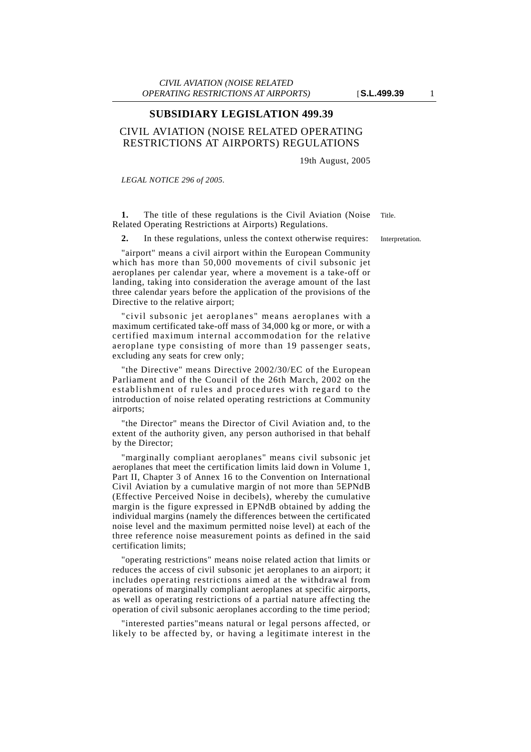# SUBSIDIARY LEGISLATION 499.39

## CIVIL AVIATION (NOISE RELATED OPERATING RESTRICTIONS AT AIRPORTS) REGULATIONS

19th August, 2005

*LEGAL NOTICE 296 of 2005.*

**1.** The title of these regulations is the Civil Aviation (Noise Related Operating Restrictions at Airports) Regulations.

Title.

**2.** In these regulations, unless the context otherwise requires:

Interpretation.

"airport" means a civil airport within the European Community which has more than 50,000 movements of civil subsonic jet aeroplanes per calendar year, where a movement is a take-off or landing, taking into consideration the average amount of the last three calendar years before the application of the provisions of the Directive to the relative airport;

"civil subsonic jet aeroplanes" means aeroplanes with a maximum certificated take-off mass of 34,000 kg or more, or with a certified maximum internal accommodation for the relative aeroplane type consisting of more than 19 passenger seats, excluding any seats for crew only;

"the Directive" means Directive 2002/30/EC of the European Parliament and of the Council of the 26th March, 2002 on the establishment of rules and procedures with regard to the introduction of noise related operating restrictions at Community airports;

"the Director" means the Director of Civil Aviation and, to the extent of the authority given, any person authorised in that behalf by the Director;

"marginally compliant aeroplanes" means civil subsonic jet aeroplanes that meet the certification limits laid down in Volume 1, Part II, Chapter 3 of Annex 16 to the Convention on International Civil Aviation by a cumulative margin of not more than 5EPNdB (Effective Perceived Noise in decibels), whereby the cumulative margin is the figure expressed in EPNdB obtained by adding the individual margins (namely the differences between the certificated noise level and the maximum permitted noise level) at each of the three reference noise measurement points as defined in the said certification limits;

"operating restrictions" means noise related action that limits or reduces the access of civil subsonic jet aeroplanes to an airport; it includes operating restrictions aimed at the withdrawal from operations of marginally compliant aeroplanes at specific airports, as well as operating restrictions of a partial nature affecting the operation of civil subsonic aeroplanes according to the time period;

"interested parties"means natural or legal persons affected, or likely to be affected by, or having a legitimate interest in the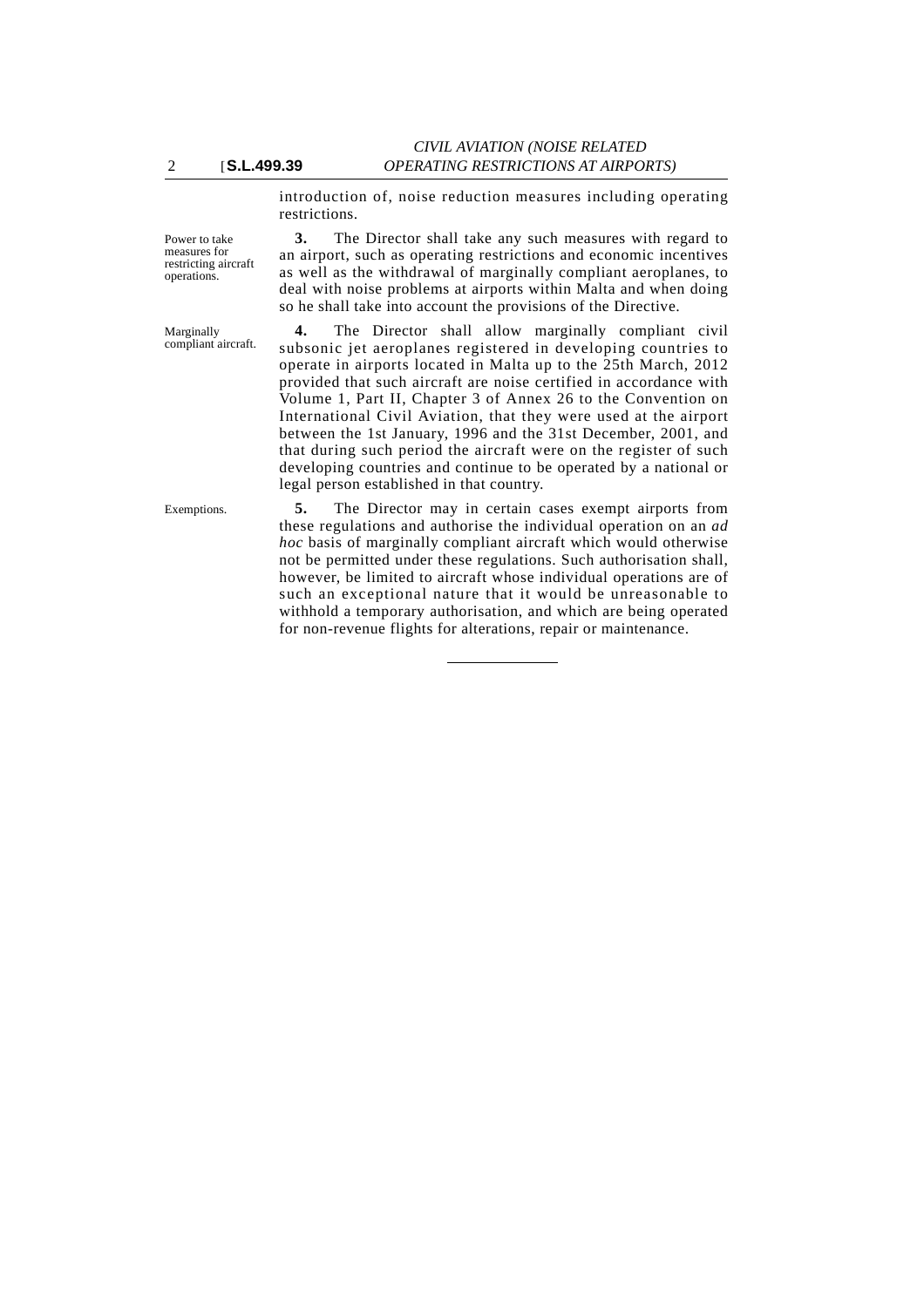introduction of, noise reduction measures including operating restrictions.

Power to take measures for restricting aircraft operations.

**3.** The Director shall take any such measures with regard to an airport, such as operating restrictions and economic incentives as well as the withdrawal of marginally compliant aeroplanes, to deal with noise problems at airports within Malta and when doing so he shall take into account the provisions of the Directive.

Marginally compliant aircraft.

**4.** The Director shall allow marginally compliant civil subsonic jet aeroplanes registered in developing countries to operate in airports located in Malta up to the 25th March, 2012 provided that such aircraft are noise certified in accordance with Volume 1, Part II, Chapter 3 of Annex 26 to the Convention on International Civil Aviation, that they were used at the airport between the 1st January, 1996 and the 31st December, 2001, and that during such period the aircraft were on the register of such developing countries and continue to be operated by a national or legal person established in that country.

Exemptions.

**5.** The Director may in certain cases exempt airports from these regulations and authorise the individual operation on an *ad hoc* basis of marginally compliant aircraft which would otherwise not be permitted under these regulations. Such authorisation shall, however, be limited to aircraft whose individual operations are of such an exceptional nature that it would be unreasonable to withhold a temporary authorisation, and which are being operated for non-revenue flights for alterations, repair or maintenance.